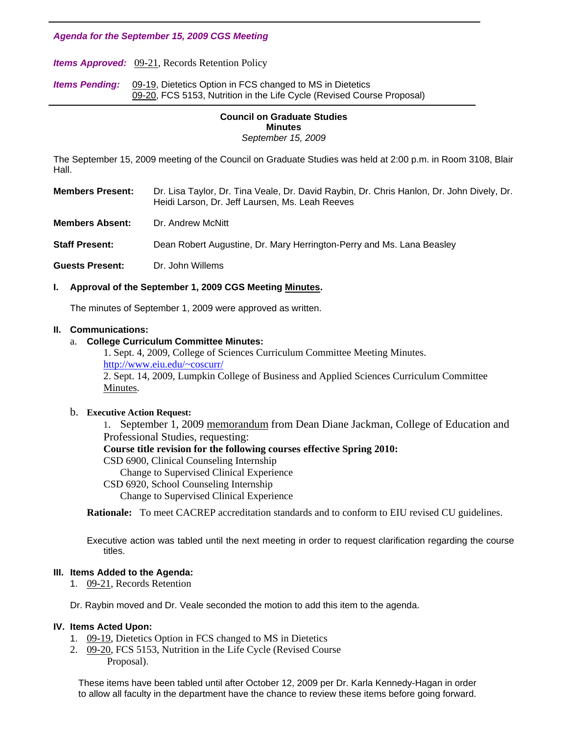---

***Agenda for the September 15, 2009 CGS Meeting***

***Items Approved:*** 09-21, Records Retention Policy

***Items Pending:*** 09-19, Dietetics Option in FCS changed to MS in Dietetics
09-20, FCS 5153, Nutrition in the Life Cycle (Revised Course Proposal)

---

**Council on Graduate Studies**
**Minutes**
*September 15, 2009*

The September 15, 2009 meeting of the Council on Graduate Studies was held at 2:00 p.m. in Room 3108, Blair Hall.

**Members Present:** Dr. Lisa Taylor, Dr. Tina Veale, Dr. David Raybin, Dr. Chris Hanlon, Dr. John Dively, Dr. Heidi Larson, Dr. Jeff Laursen, Ms. Leah Reeves

**Members Absent:** Dr. Andrew McNitt

**Staff Present:** Dean Robert Augustine, Dr. Mary Herrington-Perry and Ms. Lana Beasley

**Guests Present:** Dr. John Willems

**I. Approval of the September 1, 2009 CGS Meeting Minutes.**

The minutes of September 1, 2009 were approved as written.

**II. Communications:**

a. **College Curriculum Committee Minutes:**

1. Sept. 4, 2009, College of Sciences Curriculum Committee Meeting Minutes. http://www.eiu.edu/~coscurr/
2. Sept. 14, 2009, Lumpkin College of Business and Applied Sciences Curriculum Committee Minutes.

b. **Executive Action Request:**

1. September 1, 2009 memorandum from Dean Diane Jackman, College of Education and Professional Studies, requesting:

**Course title revision for the following courses effective Spring 2010:**

CSD 6900, Clinical Counseling Internship
  Change to Supervised Clinical Experience
CSD 6920, School Counseling Internship
  Change to Supervised Clinical Experience

**Rationale:** To meet CACREP accreditation standards and to conform to EIU revised CU guidelines.

Executive action was tabled until the next meeting in order to request clarification regarding the course titles.

**III. Items Added to the Agenda:**

1. 09-21, Records Retention

Dr. Raybin moved and Dr. Veale seconded the motion to add this item to the agenda.

**IV. Items Acted Upon:**

1. 09-19, Dietetics Option in FCS changed to MS in Dietetics
2. 09-20, FCS 5153, Nutrition in the Life Cycle (Revised Course Proposal).

These items have been tabled until after October 12, 2009 per Dr. Karla Kennedy-Hagan in order to allow all faculty in the department have the chance to review these items before going forward.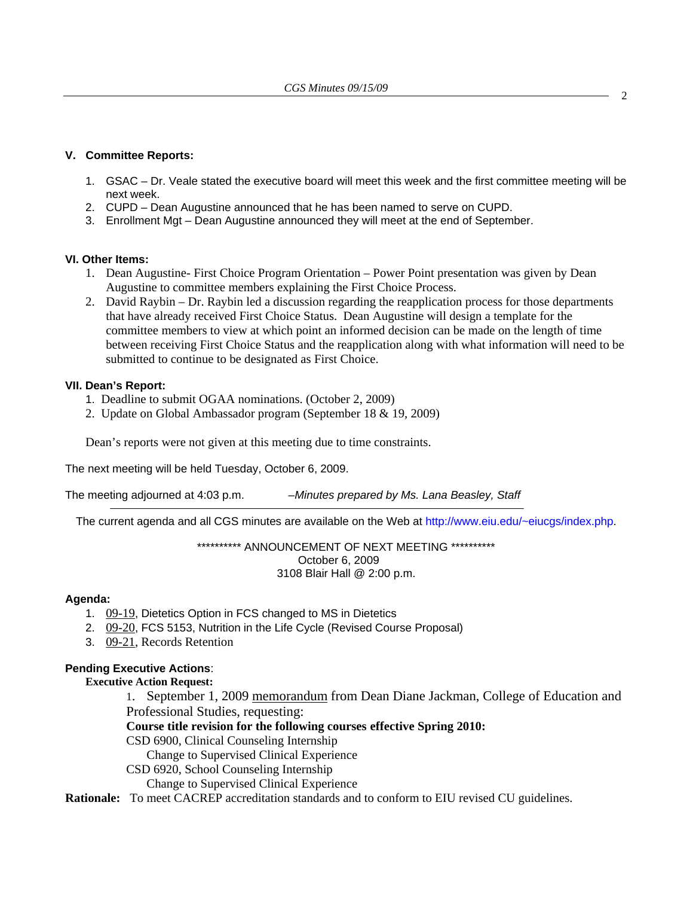### V. Committee Reports:

1. GSAC – Dr. Veale stated the executive board will meet this week and the first committee meeting will be next week.
2. CUPD – Dean Augustine announced that he has been named to serve on CUPD.
3. Enrollment Mgt – Dean Augustine announced they will meet at the end of September.

### VI. Other Items:

1. Dean Augustine- First Choice Program Orientation – Power Point presentation was given by Dean Augustine to committee members explaining the First Choice Process.
2. David Raybin – Dr. Raybin led a discussion regarding the reapplication process for those departments that have already received First Choice Status. Dean Augustine will design a template for the committee members to view at which point an informed decision can be made on the length of time between receiving First Choice Status and the reapplication along with what information will need to be submitted to continue to be designated as First Choice.

### VII. Dean's Report:

1. Deadline to submit OGAA nominations. (October 2, 2009)
2. Update on Global Ambassador program (September 18 & 19, 2009)

Dean's reports were not given at this meeting due to time constraints.

The next meeting will be held Tuesday, October 6, 2009.

The meeting adjourned at 4:03 p.m. *–Minutes prepared by Ms. Lana Beasley, Staff*

---

The current agenda and all CGS minutes are available on the Web at http://www.eiu.edu/~eiucgs/index.php.

********** ANNOUNCEMENT OF NEXT MEETING **********
October 6, 2009
3108 Blair Hall @ 2:00 p.m.

**Agenda:**

1. 09-19, Dietetics Option in FCS changed to MS in Dietetics
2. 09-20, FCS 5153, Nutrition in the Life Cycle (Revised Course Proposal)
3. 09-21, Records Retention

**Pending Executive Actions**:

**Executive Action Request:**

1. September 1, 2009 memorandum from Dean Diane Jackman, College of Education and Professional Studies, requesting:

**Course title revision for the following courses effective Spring 2010:**

CSD 6900, Clinical Counseling Internship
  Change to Supervised Clinical Experience
CSD 6920, School Counseling Internship
  Change to Supervised Clinical Experience

**Rationale:** To meet CACREP accreditation standards and to conform to EIU revised CU guidelines.